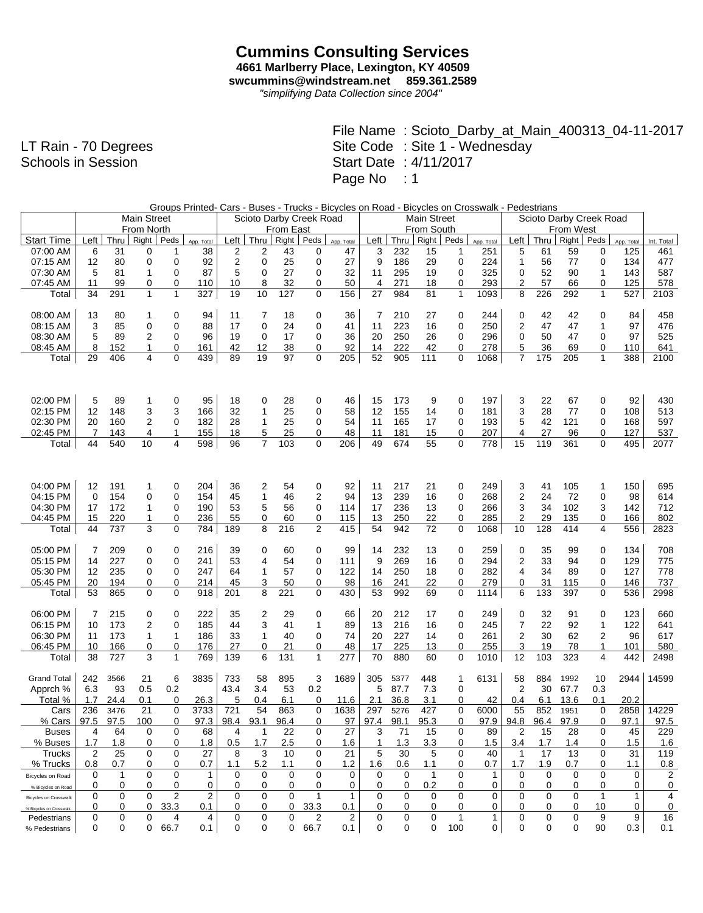# Cummins Consulting Services

**4661 Marlberry Place, Lexington, KY 40509**
**swcummins@windstream.net 859.361.2589**
*"simplifying Data Collection since 2004"*

LT Rain - 70 Degrees
Schools in Session

File Name : Scioto_Darby_at_Main_400313_04-11-2017
Site Code : Site 1 - Wednesday
Start Date : 4/11/2017
Page No : 1

Groups Printed- Cars - Buses - Trucks - Bicycles on Road - Bicycles on Crosswalk - Pedestrians

| | Main Street From North | | | | | Scioto Darby Creek Road From East | | | | | Main Street From South | | | | | Scioto Darby Creek Road From West | | | | | |
|---|---|---|---|---|---|---|---|---|---|---|---|---|---|---|---|---|---|---|---|---|---|
| Start Time | Left | Thru | Right | Peds | App. Total | Left | Thru | Right | Peds | App. Total | Left | Thru | Right | Peds | App. Total | Left | Thru | Right | Peds | App. Total | Int. Total |
| 07:00 AM | 6 | 31 | 0 | 1 | 38 | 2 | 2 | 43 | 0 | 47 | 3 | 232 | 15 | 1 | 251 | 5 | 61 | 59 | 0 | 125 | 461 |
| 07:15 AM | 12 | 80 | 0 | 0 | 92 | 2 | 0 | 25 | 0 | 27 | 9 | 186 | 29 | 0 | 224 | 1 | 56 | 77 | 0 | 134 | 477 |
| 07:30 AM | 5 | 81 | 1 | 0 | 87 | 5 | 0 | 27 | 0 | 32 | 11 | 295 | 19 | 0 | 325 | 0 | 52 | 90 | 1 | 143 | 587 |
| 07:45 AM | 11 | 99 | 0 | 0 | 110 | 10 | 8 | 32 | 0 | 50 | 4 | 271 | 18 | 0 | 293 | 2 | 57 | 66 | 0 | 125 | 578 |
| Total | 34 | 291 | 1 | 1 | 327 | 19 | 10 | 127 | 0 | 156 | 27 | 984 | 81 | 1 | 1093 | 8 | 226 | 292 | 1 | 527 | 2103 |
| 08:00 AM | 13 | 80 | 1 | 0 | 94 | 11 | 7 | 18 | 0 | 36 | 7 | 210 | 27 | 0 | 244 | 0 | 42 | 42 | 0 | 84 | 458 |
| 08:15 AM | 3 | 85 | 0 | 0 | 88 | 17 | 0 | 24 | 0 | 41 | 11 | 223 | 16 | 0 | 250 | 2 | 47 | 47 | 1 | 97 | 476 |
| 08:30 AM | 5 | 89 | 2 | 0 | 96 | 19 | 0 | 17 | 0 | 36 | 20 | 250 | 26 | 0 | 296 | 0 | 50 | 47 | 0 | 97 | 525 |
| 08:45 AM | 8 | 152 | 1 | 0 | 161 | 42 | 12 | 38 | 0 | 92 | 14 | 222 | 42 | 0 | 278 | 5 | 36 | 69 | 0 | 110 | 641 |
| Total | 29 | 406 | 4 | 0 | 439 | 89 | 19 | 97 | 0 | 205 | 52 | 905 | 111 | 0 | 1068 | 7 | 175 | 205 | 1 | 388 | 2100 |
| 02:00 PM | 5 | 89 | 1 | 0 | 95 | 18 | 0 | 28 | 0 | 46 | 15 | 173 | 9 | 0 | 197 | 3 | 22 | 67 | 0 | 92 | 430 |
| 02:15 PM | 12 | 148 | 3 | 3 | 166 | 32 | 1 | 25 | 0 | 58 | 12 | 155 | 14 | 0 | 181 | 3 | 28 | 77 | 0 | 108 | 513 |
| 02:30 PM | 20 | 160 | 2 | 0 | 182 | 28 | 1 | 25 | 0 | 54 | 11 | 165 | 17 | 0 | 193 | 5 | 42 | 121 | 0 | 168 | 597 |
| 02:45 PM | 7 | 143 | 4 | 1 | 155 | 18 | 5 | 25 | 0 | 48 | 11 | 181 | 15 | 0 | 207 | 4 | 27 | 96 | 0 | 127 | 537 |
| Total | 44 | 540 | 10 | 4 | 598 | 96 | 7 | 103 | 0 | 206 | 49 | 674 | 55 | 0 | 778 | 15 | 119 | 361 | 0 | 495 | 2077 |
| 04:00 PM | 12 | 191 | 1 | 0 | 204 | 36 | 2 | 54 | 0 | 92 | 11 | 217 | 21 | 0 | 249 | 3 | 41 | 105 | 1 | 150 | 695 |
| 04:15 PM | 0 | 154 | 0 | 0 | 154 | 45 | 1 | 46 | 2 | 94 | 13 | 239 | 16 | 0 | 268 | 2 | 24 | 72 | 0 | 98 | 614 |
| 04:30 PM | 17 | 172 | 1 | 0 | 190 | 53 | 5 | 56 | 0 | 114 | 17 | 236 | 13 | 0 | 266 | 3 | 34 | 102 | 3 | 142 | 712 |
| 04:45 PM | 15 | 220 | 1 | 0 | 236 | 55 | 0 | 60 | 0 | 115 | 13 | 250 | 22 | 0 | 285 | 2 | 29 | 135 | 0 | 166 | 802 |
| Total | 44 | 737 | 3 | 0 | 784 | 189 | 8 | 216 | 2 | 415 | 54 | 942 | 72 | 0 | 1068 | 10 | 128 | 414 | 4 | 556 | 2823 |
| 05:00 PM | 7 | 209 | 0 | 0 | 216 | 39 | 0 | 60 | 0 | 99 | 14 | 232 | 13 | 0 | 259 | 0 | 35 | 99 | 0 | 134 | 708 |
| 05:15 PM | 14 | 227 | 0 | 0 | 241 | 53 | 4 | 54 | 0 | 111 | 9 | 269 | 16 | 0 | 294 | 2 | 33 | 94 | 0 | 129 | 775 |
| 05:30 PM | 12 | 235 | 0 | 0 | 247 | 64 | 1 | 57 | 0 | 122 | 14 | 250 | 18 | 0 | 282 | 4 | 34 | 89 | 0 | 127 | 778 |
| 05:45 PM | 20 | 194 | 0 | 0 | 214 | 45 | 3 | 50 | 0 | 98 | 16 | 241 | 22 | 0 | 279 | 0 | 31 | 115 | 0 | 146 | 737 |
| Total | 53 | 865 | 0 | 0 | 918 | 201 | 8 | 221 | 0 | 430 | 53 | 992 | 69 | 0 | 1114 | 6 | 133 | 397 | 0 | 536 | 2998 |
| 06:00 PM | 7 | 215 | 0 | 0 | 222 | 35 | 2 | 29 | 0 | 66 | 20 | 212 | 17 | 0 | 249 | 0 | 32 | 91 | 0 | 123 | 660 |
| 06:15 PM | 10 | 173 | 2 | 0 | 185 | 44 | 3 | 41 | 1 | 89 | 13 | 216 | 16 | 0 | 245 | 7 | 22 | 92 | 1 | 122 | 641 |
| 06:30 PM | 11 | 173 | 1 | 1 | 186 | 33 | 1 | 40 | 0 | 74 | 20 | 227 | 14 | 0 | 261 | 2 | 30 | 62 | 2 | 96 | 617 |
| 06:45 PM | 10 | 166 | 0 | 0 | 176 | 27 | 0 | 21 | 0 | 48 | 17 | 225 | 13 | 0 | 255 | 3 | 19 | 78 | 1 | 101 | 580 |
| Total | 38 | 727 | 3 | 1 | 769 | 139 | 6 | 131 | 1 | 277 | 70 | 880 | 60 | 0 | 1010 | 12 | 103 | 323 | 4 | 442 | 2498 |
| Grand Total | 242 | 3566 | 21 | 6 | 3835 | 733 | 58 | 895 | 3 | 1689 | 305 | 5377 | 448 | 1 | 6131 | 58 | 884 | 1992 | 10 | 2944 | 14599 |
| Apprch % | 6.3 | 93 | 0.5 | 0.2 | | 43.4 | 3.4 | 53 | 0.2 | | 5 | 87.7 | 7.3 | 0 | | 2 | 30 | 67.7 | 0.3 | | |
| Total % | 1.7 | 24.4 | 0.1 | 0 | 26.3 | 5 | 0.4 | 6.1 | 0 | 11.6 | 2.1 | 36.8 | 3.1 | 0 | 42 | 0.4 | 6.1 | 13.6 | 0.1 | 20.2 | |
| Cars | 236 | 3476 | 21 | 0 | 3733 | 721 | 54 | 863 | 0 | 1638 | 297 | 5276 | 427 | 0 | 6000 | 55 | 852 | 1951 | 0 | 2858 | 14229 |
| % Cars | 97.5 | 97.5 | 100 | 0 | 97.3 | 98.4 | 93.1 | 96.4 | 0 | 97 | 97.4 | 98.1 | 95.3 | 0 | 97.9 | 94.8 | 96.4 | 97.9 | 0 | 97.1 | 97.5 |
| Buses | 4 | 64 | 0 | 0 | 68 | 4 | 1 | 22 | 0 | 27 | 3 | 71 | 15 | 0 | 89 | 2 | 15 | 28 | 0 | 45 | 229 |
| % Buses | 1.7 | 1.8 | 0 | 0 | 1.8 | 0.5 | 1.7 | 2.5 | 0 | 1.6 | 1 | 1.3 | 3.3 | 0 | 1.5 | 3.4 | 1.7 | 1.4 | 0 | 1.5 | 1.6 |
| Trucks | 2 | 25 | 0 | 0 | 27 | 8 | 3 | 10 | 0 | 21 | 5 | 30 | 5 | 0 | 40 | 1 | 17 | 13 | 0 | 31 | 119 |
| % Trucks | 0.8 | 0.7 | 0 | 0 | 0.7 | 1.1 | 5.2 | 1.1 | 0 | 1.2 | 1.6 | 0.6 | 1.1 | 0 | 0.7 | 1.7 | 1.9 | 0.7 | 0 | 1.1 | 0.8 |
| Bicycles on Road | 0 | 1 | 0 | 0 | 1 | 0 | 0 | 0 | 0 | 0 | 0 | 0 | 1 | 0 | 1 | 0 | 0 | 0 | 0 | 0 | 2 |
| % Bicycles on Road | 0 | 0 | 0 | 0 | 0 | 0 | 0 | 0 | 0 | 0 | 0 | 0 | 0.2 | 0 | 0 | 0 | 0 | 0 | 0 | 0 | 0 |
| Bicycles on Crosswalk | 0 | 0 | 0 | 2 | 2 | 0 | 0 | 0 | 1 | 1 | 0 | 0 | 0 | 0 | 0 | 0 | 0 | 0 | 1 | 1 | 4 |
| % Bicycles on Crosswalk | 0 | 0 | 0 | 33.3 | 0.1 | 0 | 0 | 0 | 33.3 | 0.1 | 0 | 0 | 0 | 0 | 0 | 0 | 0 | 0 | 10 | 0 | 0 |
| Pedestrians | 0 | 0 | 0 | 4 | 4 | 0 | 0 | 0 | 2 | 2 | 0 | 0 | 0 | 1 | 1 | 0 | 0 | 0 | 9 | 9 | 16 |
| % Pedestrians | 0 | 0 | 0 | 66.7 | 0.1 | 0 | 0 | 0 | 66.7 | 0.1 | 0 | 0 | 0 | 100 | 0 | 0 | 0 | 0 | 90 | 0.3 | 0.1 |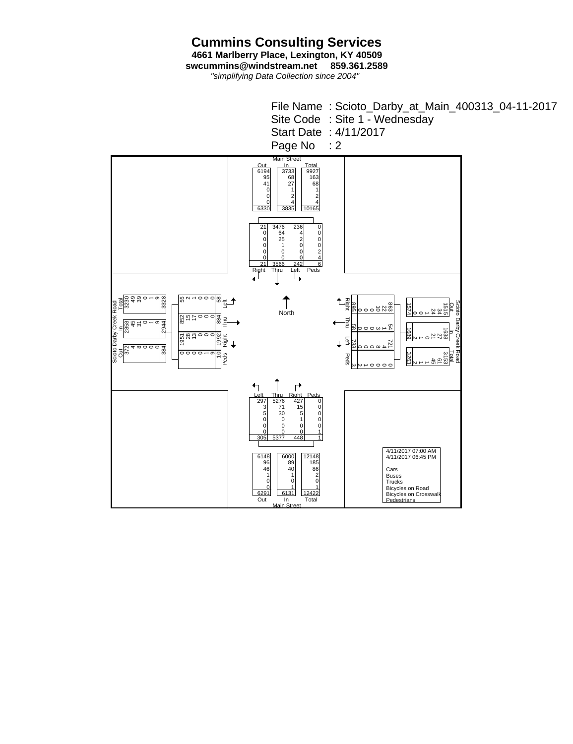# Cummins Consulting Services

**4661 Marlberry Place, Lexington, KY 40509**

**swcummins@windstream.net    859.361.2589**

*"simplifying Data Collection since 2004"*

File Name : Scioto_Darby_at_Main_400313_04-11-2017
Site Code : Site 1 - Wednesday
Start Date : 4/11/2017
Page No : 2

4/11/2017 07:00 AM
4/11/2017 06:45 PM

Vehicle classes (rows in order): Cars, Buses, Trucks, Bicycles on Road, Bicycles on Crosswalk, Pedestrians

## Main Street (North Approach) — Leg Totals

| Class | Out | In | Total |
|---|---|---|---|
| Cars | 6194 | 3733 | 9927 |
| Buses | 95 | 68 | 163 |
| Trucks | 41 | 27 | 68 |
| Bicycles on Road | 0 | 1 | 1 |
| Bicycles on Crosswalk | 0 | 2 | 2 |
| Pedestrians | 0 | 4 | 4 |
| Total | 6330 | 3835 | 10165 |

## Main Street (Southbound) — Movements

| Class | Right | Thru | Left | Peds |
|---|---|---|---|---|
| Cars | 21 | 3476 | 236 | 0 |
| Buses | 0 | 64 | 4 | 0 |
| Trucks | 0 | 25 | 2 | 0 |
| Bicycles on Road | 0 | 1 | 0 | 0 |
| Bicycles on Crosswalk | 0 | 0 | 0 | 2 |
| Pedestrians | 0 | 0 | 0 | 4 |
| Total | 21 | 3566 | 242 | 6 |

## Scioto Darby Creek Road (West Approach) — Leg Totals

| Class | Out | In | Total |
|---|---|---|---|
| Cars | 372 | 2858 | 3230 |
| Buses | 4 | 45 | 49 |
| Trucks | 8 | 31 | 39 |
| Bicycles on Road | 0 | 0 | 0 |
| Bicycles on Crosswalk | 0 | 1 | 1 |
| Pedestrians | 0 | 9 | 9 |
| Total | 384 | 2944 | 3328 |

## Scioto Darby Creek Road (Eastbound) — Movements

| Class | Left | Thru | Right | Peds |
|---|---|---|---|---|
| Cars | 55 | 852 | 1951 | 0 |
| Buses | 2 | 15 | 28 | 0 |
| Trucks | 1 | 17 | 13 | 0 |
| Bicycles on Road | 0 | 0 | 0 | 0 |
| Bicycles on Crosswalk | 0 | 0 | 0 | 1 |
| Pedestrians | 0 | 0 | 0 | 9 |
| Total | 58 | 884 | 1992 | 10 |

## Scioto Darby Creek Road (East Approach) — Leg Totals

| Class | Out | In | Total |
|---|---|---|---|
| Cars | 1515 | 1638 | 3153 |
| Buses | 34 | 27 | 61 |
| Trucks | 24 | 21 | 45 |
| Bicycles on Road | 1 | 0 | 1 |
| Bicycles on Crosswalk | 0 | 1 | 1 |
| Pedestrians | 0 | 2 | 2 |
| Total | 1574 | 1689 | 3263 |

## Scioto Darby Creek Road (Westbound) — Movements

| Class | Right | Thru | Left | Peds |
|---|---|---|---|---|
| Cars | 863 | 54 | 721 | 0 |
| Buses | 22 | 1 | 4 | 0 |
| Trucks | 10 | 3 | 8 | 0 |
| Bicycles on Road | 0 | 0 | 0 | 0 |
| Bicycles on Crosswalk | 0 | 0 | 0 | 1 |
| Pedestrians | 0 | 0 | 0 | 2 |
| Total | 895 | 58 | 733 | 3 |

## Main Street (Northbound) — Movements

| Class | Left | Thru | Right | Peds |
|---|---|---|---|---|
| Cars | 297 | 5276 | 427 | 0 |
| Buses | 3 | 71 | 15 | 0 |
| Trucks | 5 | 30 | 5 | 0 |
| Bicycles on Road | 0 | 0 | 1 | 0 |
| Bicycles on Crosswalk | 0 | 0 | 0 | 0 |
| Pedestrians | 0 | 0 | 0 | 1 |
| Total | 305 | 5377 | 448 | 1 |

## Main Street (South Approach) — Leg Totals

| Class | Out | In | Total |
|---|---|---|---|
| Cars | 6148 | 6000 | 12148 |
| Buses | 96 | 89 | 185 |
| Trucks | 46 | 40 | 86 |
| Bicycles on Road | 1 | 1 | 2 |
| Bicycles on Crosswalk | 0 | 0 | 0 |
| Pedestrians | 0 | 1 | 1 |
| Total | 6291 | 6131 | 12422 |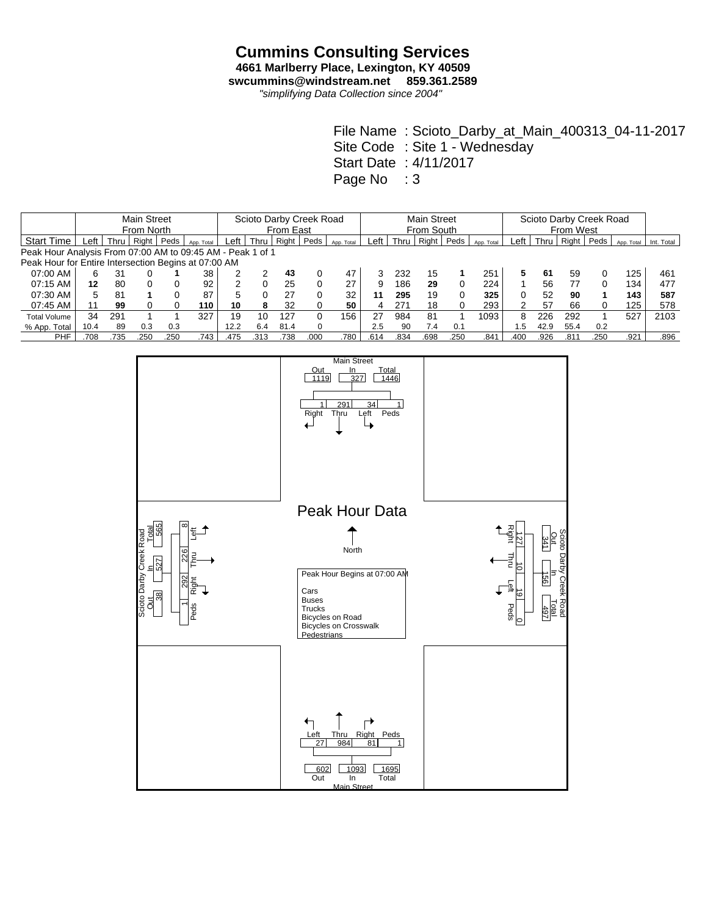# Cummins Consulting Services

**4661 Marlberry Place, Lexington, KY 40509**
**swcummins@windstream.net 859.361.2589**
*"simplifying Data Collection since 2004"*

File Name : Scioto_Darby_at_Main_400313_04-11-2017
Site Code : Site 1 - Wednesday
Start Date : 4/11/2017
Page No : 3

| | Main Street | | | | | Scioto Darby Creek Road | | | | | Main Street | | | | | Scioto Darby Creek Road | | | | | |
|---|---|---|---|---|---|---|---|---|---|---|---|---|---|---|---|---|---|---|---|---|---|
| | From North | | | | | From East | | | | | From South | | | | | From West | | | | | |
| Start Time | Left | Thru | Right | Peds | App. Total | Left | Thru | Right | Peds | App. Total | Left | Thru | Right | Peds | App. Total | Left | Thru | Right | Peds | App. Total | Int. Total |
| Peak Hour Analysis From 07:00 AM to 09:45 AM - Peak 1 of 1 | | | | | | | | | | | | | | | | | | | | | |
| Peak Hour for Entire Intersection Begins at 07:00 AM | | | | | | | | | | | | | | | | | | | | | |
| 07:00 AM | 6 | 31 | 0 | **1** | 38 | 2 | 2 | **43** | 0 | 47 | 3 | 232 | 15 | **1** | 251 | **5** | **61** | 59 | 0 | 125 | 461 |
| 07:15 AM | **12** | 80 | 0 | 0 | 92 | 2 | 0 | 25 | 0 | 27 | 9 | 186 | **29** | 0 | 224 | 1 | 56 | 77 | 0 | 134 | 477 |
| 07:30 AM | 5 | 81 | **1** | 0 | 87 | 5 | 0 | 27 | 0 | 32 | **11** | **295** | 19 | 0 | **325** | 0 | 52 | **90** | **1** | **143** | **587** |
| 07:45 AM | 11 | **99** | 0 | 0 | **110** | **10** | **8** | 32 | 0 | **50** | 4 | 271 | 18 | 0 | 293 | 2 | 57 | 66 | 0 | 125 | 578 |
| Total Volume | 34 | 291 | 1 | 1 | 327 | 19 | 10 | 127 | 0 | 156 | 27 | 984 | 81 | 1 | 1093 | 8 | 226 | 292 | 1 | 527 | 2103 |
| % App. Total | 10.4 | 89 | 0.3 | 0.3 | | 12.2 | 6.4 | 81.4 | 0 | | 2.5 | 90 | 7.4 | 0.1 | | 1.5 | 42.9 | 55.4 | 0.2 | | |
| PHF | .708 | .735 | .250 | .250 | .743 | .475 | .313 | .738 | .000 | .780 | .614 | .834 | .698 | .250 | .841 | .400 | .926 | .811 | .250 | .921 | .896 |

## Peak Hour Data

**Main Street (North):** Out 1119, In 327, Total 1446 — Right 1, Thru 291, Left 34, Peds 1

**Scioto Darby Creek Road (East):** Out 341, In 156, Total 497 — Right 127, Thru 10, Left 19, Peds 0

**Main Street (South):** Out 602, In 1093, Total 1695 — Left 27, Thru 984, Right 81, Peds 1

**Scioto Darby Creek Road (West):** Out 38, In 527, Total 565 — Left 8, Thru 226, Right 292, Peds 1

North

Peak Hour Begins at 07:00 AM

Cars
Buses
Trucks
Bicycles on Road
Bicycles on Crosswalk
Pedestrians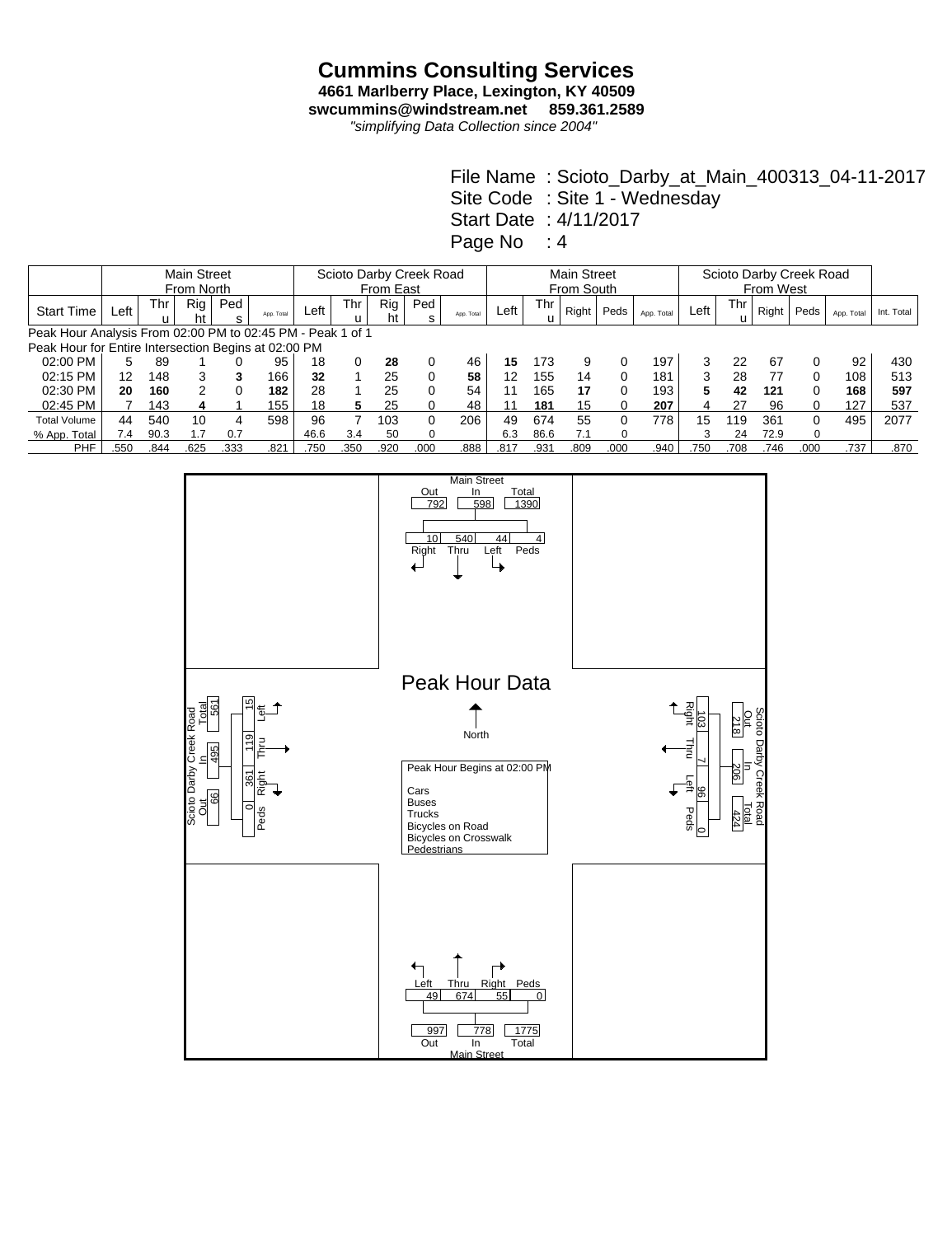# Cummins Consulting Services

**4661 Marlberry Place, Lexington, KY 40509**
**swcummins@windstream.net 859.361.2589**
*"simplifying Data Collection since 2004"*

File Name : Scioto_Darby_at_Main_400313_04-11-2017
Site Code : Site 1 - Wednesday
Start Date : 4/11/2017
Page No : 4

| | Main Street From North | | | | | Scioto Darby Creek Road From East | | | | | Main Street From South | | | | | Scioto Darby Creek Road From West | | | | | |
|---|---|---|---|---|---|---|---|---|---|---|---|---|---|---|---|---|---|---|---|---|---|
| Start Time | Left | Thru | Right | Peds | App. Total | Left | Thru | Right | Peds | App. Total | Left | Thru | Right | Peds | App. Total | Left | Thru | Right | Peds | App. Total | Int. Total |
| Peak Hour Analysis From 02:00 PM to 02:45 PM - Peak 1 of 1 | | | | | | | | | | | | | | | | | | | | | |
| Peak Hour for Entire Intersection Begins at 02:00 PM | | | | | | | | | | | | | | | | | | | | | |
| 02:00 PM | 5 | 89 | 1 | 0 | 95 | 18 | 0 | **28** | 0 | 46 | **15** | 173 | 9 | 0 | 197 | 3 | 22 | 67 | 0 | 92 | 430 |
| 02:15 PM | 12 | 148 | 3 | **3** | 166 | **32** | 1 | 25 | 0 | **58** | 12 | 155 | 14 | 0 | 181 | 3 | 28 | 77 | 0 | 108 | 513 |
| 02:30 PM | **20** | **160** | 2 | 0 | **182** | 28 | 1 | 25 | 0 | 54 | 11 | 165 | **17** | 0 | 193 | **5** | **42** | **121** | 0 | **168** | **597** |
| 02:45 PM | 7 | 143 | **4** | 1 | 155 | 18 | **5** | 25 | 0 | 48 | 11 | **181** | 15 | 0 | **207** | 4 | 27 | 96 | 0 | 127 | 537 |
| Total Volume | 44 | 540 | 10 | 4 | 598 | 96 | 7 | 103 | 0 | 206 | 49 | 674 | 55 | 0 | 778 | 15 | 119 | 361 | 0 | 495 | 2077 |
| % App. Total | 7.4 | 90.3 | 1.7 | 0.7 | | 46.6 | 3.4 | 50 | 0 | | 6.3 | 86.6 | 7.1 | 0 | | 3 | 24 | 72.9 | 0 | | |
| PHF | .550 | .844 | .625 | .333 | .821 | .750 | .350 | .920 | .000 | .888 | .817 | .931 | .809 | .000 | .940 | .750 | .708 | .746 | .000 | .737 | .870 |

## Peak Hour Data

North

Peak Hour Begins at 02:00 PM

Cars
Buses
Trucks
Bicycles on Road
Bicycles on Crosswalk
Pedestrians

**Main Street (North):** Out 792, In 598, Total 1390; Right 10, Thru 540, Left 44, Peds 4

**Scioto Darby Creek Road (East):** Out 218, In 206, Total 424; Right 103, Thru 7, Left 96, Peds 0

**Main Street (South):** Out 997, In 778, Total 1775; Left 49, Thru 674, Right 55, Peds 0

**Scioto Darby Creek Road (West):** Out 66, In 495, Total 561; Left 15, Thru 119, Right 361, Peds 0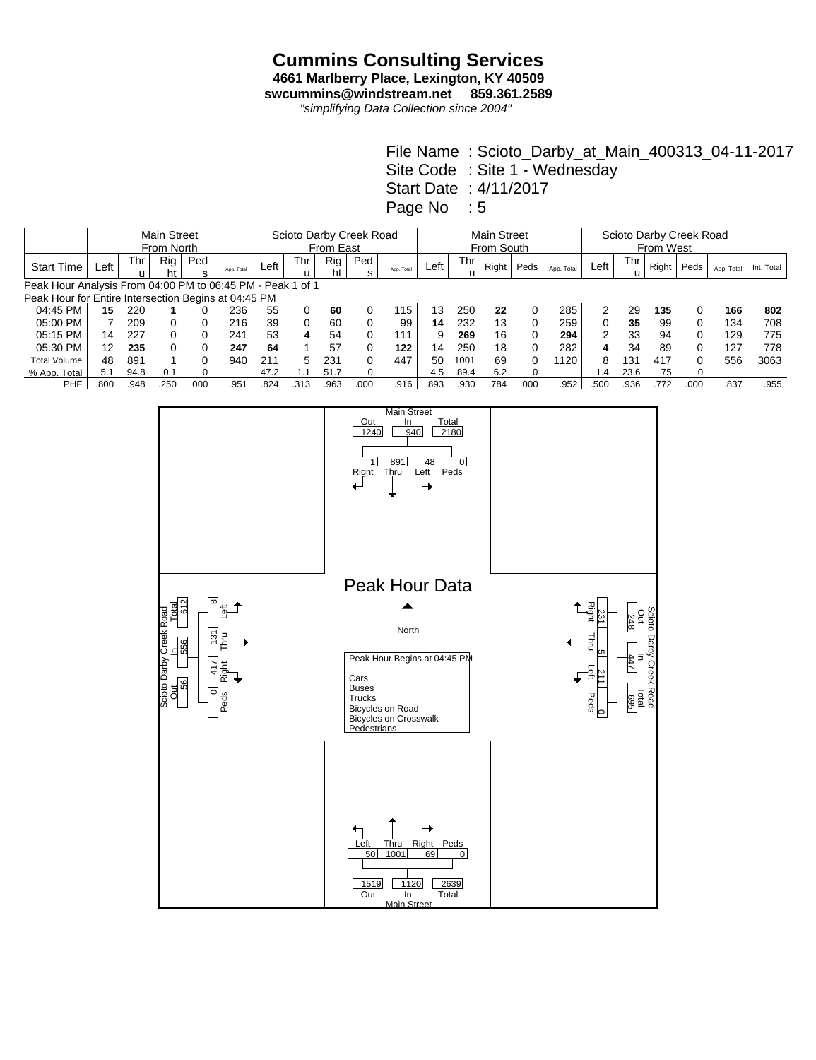# Cummins Consulting Services

**4661 Marlberry Place, Lexington, KY 40509**
**swcummins@windstream.net 859.361.2589**
*"simplifying Data Collection since 2004"*

File Name : Scioto_Darby_at_Main_400313_04-11-2017
Site Code : Site 1 - Wednesday
Start Date : 4/11/2017
Page No : 5

| | Main Street From North | | | | | Scioto Darby Creek Road From East | | | | | Main Street From South | | | | | Scioto Darby Creek Road From West | | | | | |
|---|---|---|---|---|---|---|---|---|---|---|---|---|---|---|---|---|---|---|---|---|---|
| Start Time | Left | Thru | Right | Peds | App. Total | Left | Thru | Right | Peds | App. Total | Left | Thru | Right | Peds | App. Total | Left | Thru | Right | Peds | App. Total | Int. Total |
| Peak Hour Analysis From 04:00 PM to 06:45 PM - Peak 1 of 1 | | | | | | | | | | | | | | | | | | | | | |
| Peak Hour for Entire Intersection Begins at 04:45 PM | | | | | | | | | | | | | | | | | | | | | |
| 04:45 PM | **15** | 220 | **1** | 0 | 236 | 55 | 0 | **60** | 0 | 115 | 13 | 250 | **22** | 0 | 285 | 2 | 29 | **135** | 0 | **166** | **802** |
| 05:00 PM | 7 | 209 | 0 | 0 | 216 | 39 | 0 | 60 | 0 | 99 | **14** | 232 | 13 | 0 | 259 | 0 | **35** | 99 | 0 | 134 | 708 |
| 05:15 PM | 14 | 227 | 0 | 0 | 241 | 53 | **4** | 54 | 0 | 111 | 9 | **269** | 16 | 0 | **294** | 2 | 33 | 94 | 0 | 129 | 775 |
| 05:30 PM | 12 | **235** | 0 | 0 | **247** | **64** | 1 | 57 | 0 | **122** | 14 | 250 | 18 | 0 | 282 | **4** | 34 | 89 | 0 | 127 | 778 |
| Total Volume | 48 | 891 | 1 | 0 | 940 | 211 | 5 | 231 | 0 | 447 | 50 | 1001 | 69 | 0 | 1120 | 8 | 131 | 417 | 0 | 556 | 3063 |
| % App. Total | 5.1 | 94.8 | 0.1 | 0 | | 47.2 | 1.1 | 51.7 | 0 | | 4.5 | 89.4 | 6.2 | 0 | | 1.4 | 23.6 | 75 | 0 | | |
| PHF | .800 | .948 | .250 | .000 | .951 | .824 | .313 | .963 | .000 | .916 | .893 | .930 | .784 | .000 | .952 | .500 | .936 | .772 | .000 | .837 | .955 |

Main Street
Out 1240 In 940 Total 2180
Right 1 Thru 891 Left 48 Peds 0

Peak Hour Data

North

Peak Hour Begins at 04:45 PM

Cars
Buses
Trucks
Bicycles on Road
Bicycles on Crosswalk
Pedestrians

Scioto Darby Creek Road (West)
Total 612 In 556 Out 56
Left 8 Thru 131 Right 417 Peds 0

Scioto Darby Creek Road (East)
Out 248 In 447 Total 695
Right 231 Thru 5 Left 211 Peds 0

Main Street
Left 50 Thru 1001 Right 69 Peds 0
Out 1519 In 1120 Total 2639